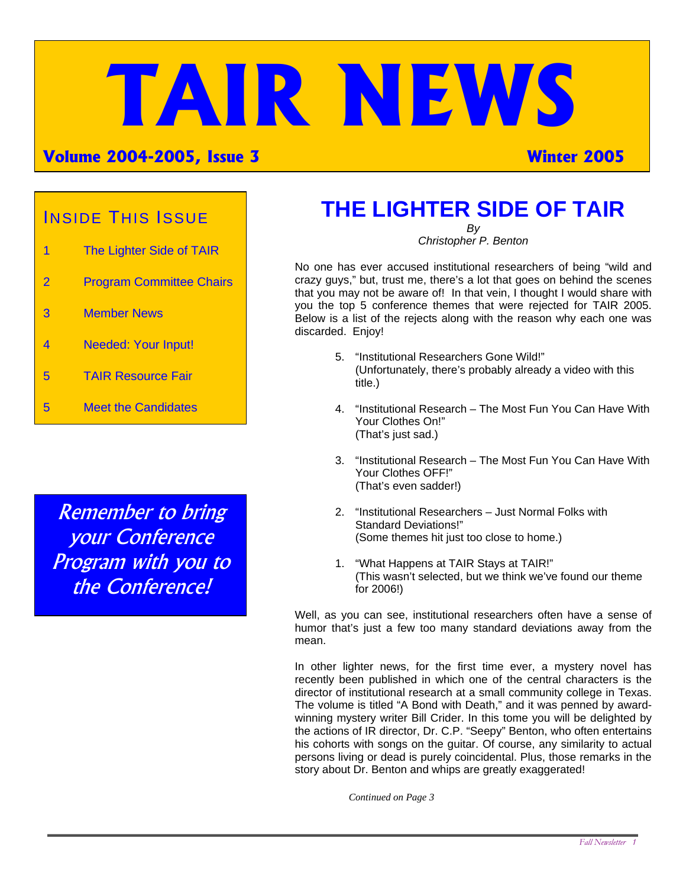# TAIR NEWS

**Volume 2004-2005, Issue 3** **Winter 2005**

## Inside This Issue

| | |
|---|---|
| 1 | The Lighter Side of TAIR |
| 2 | Program Committee Chairs |
| 3 | Member News |
| 4 | Needed: Your Input! |
| 5 | TAIR Resource Fair |
| 5 | Meet the Candidates |

*Remember to bring your Conference Program with you to the Conference!*

# THE LIGHTER SIDE OF TAIR

*By*
*Christopher P. Benton*

No one has ever accused institutional researchers of being "wild and crazy guys," but, trust me, there's a lot that goes on behind the scenes that you may not be aware of! In that vein, I thought I would share with you the top 5 conference themes that were rejected for TAIR 2005. Below is a list of the rejects along with the reason why each one was discarded. Enjoy!

5. "Institutional Researchers Gone Wild!" (Unfortunately, there's probably already a video with this title.)

4. "Institutional Research – The Most Fun You Can Have With Your Clothes On!" (That's just sad.)

3. "Institutional Research – The Most Fun You Can Have With Your Clothes OFF!" (That's even sadder!)

2. "Institutional Researchers – Just Normal Folks with Standard Deviations!" (Some themes hit just too close to home.)

1. "What Happens at TAIR Stays at TAIR!" (This wasn't selected, but we think we've found our theme for 2006!)

Well, as you can see, institutional researchers often have a sense of humor that's just a few too many standard deviations away from the mean.

In other lighter news, for the first time ever, a mystery novel has recently been published in which one of the central characters is the director of institutional research at a small community college in Texas. The volume is titled "A Bond with Death," and it was penned by award-winning mystery writer Bill Crider. In this tome you will be delighted by the actions of IR director, Dr. C.P. "Seepy" Benton, who often entertains his cohorts with songs on the guitar. Of course, any similarity to actual persons living or dead is purely coincidental. Plus, those remarks in the story about Dr. Benton and whips are greatly exaggerated!

*Continued on Page 3*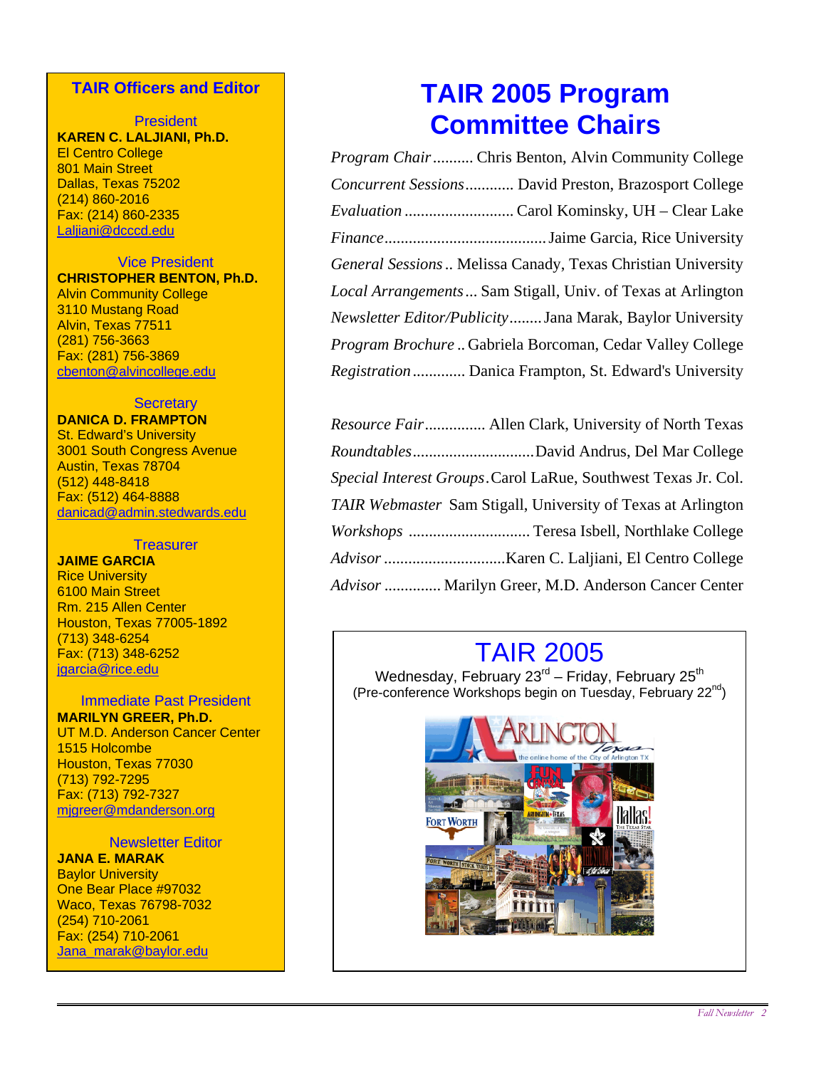## TAIR Officers and Editor

**President**
**KAREN C. LALJIANI, Ph.D.**
El Centro College
801 Main Street
Dallas, Texas 75202
(214) 860-2016
Fax: (214) 860-2335
Laljiani@dcccd.edu

**Vice President**
**CHRISTOPHER BENTON, Ph.D.**
Alvin Community College
3110 Mustang Road
Alvin, Texas 77511
(281) 756-3663
Fax: (281) 756-3869
cbenton@alvincollege.edu

**Secretary**
**DANICA D. FRAMPTON**
St. Edward's University
3001 South Congress Avenue
Austin, Texas 78704
(512) 448-8418
Fax: (512) 464-8888
danicad@admin.stedwards.edu

**Treasurer**
**JAIME GARCIA**
Rice University
6100 Main Street
Rm. 215 Allen Center
Houston, Texas 77005-1892
(713) 348-6254
Fax: (713) 348-6252
jgarcia@rice.edu

**Immediate Past President**
**MARILYN GREER, Ph.D.**
UT M.D. Anderson Cancer Center
1515 Holcombe
Houston, Texas 77030
(713) 792-7295
Fax: (713) 792-7327
mjgreer@mdanderson.org

**Newsletter Editor**
**JANA E. MARAK**
Baylor University
One Bear Place #97032
Waco, Texas 76798-7032
(254) 710-2061
Fax: (254) 710-2061
Jana_marak@baylor.edu

# TAIR 2005 Program Committee Chairs

*Program Chair* .......... Chris Benton, Alvin Community College
*Concurrent Sessions* ............ David Preston, Brazosport College
*Evaluation* ........................... Carol Kominsky, UH – Clear Lake
*Finance* ........................................ Jaime Garcia, Rice University
*General Sessions* .. Melissa Canady, Texas Christian University
*Local Arrangements* ... Sam Stigall, Univ. of Texas at Arlington
*Newsletter Editor/Publicity* ........ Jana Marak, Baylor University
*Program Brochure* .. Gabriela Borcoman, Cedar Valley College
*Registration* ............. Danica Frampton, St. Edward's University

*Resource Fair* ............... Allen Clark, University of North Texas
*Roundtables* .............................. David Andrus, Del Mar College
*Special Interest Groups* . Carol LaRue, Southwest Texas Jr. Col.
*TAIR Webmaster* Sam Stigall, University of Texas at Arlington
*Workshops* .............................. Teresa Isbell, Northlake College
*Advisor* .............................. Karen C. Laljiani, El Centro College
*Advisor* .............. Marilyn Greer, M.D. Anderson Cancer Center

## TAIR 2005

Wednesday, February 23rd – Friday, February 25th
(Pre-conference Workshops begin on Tuesday, February 22nd)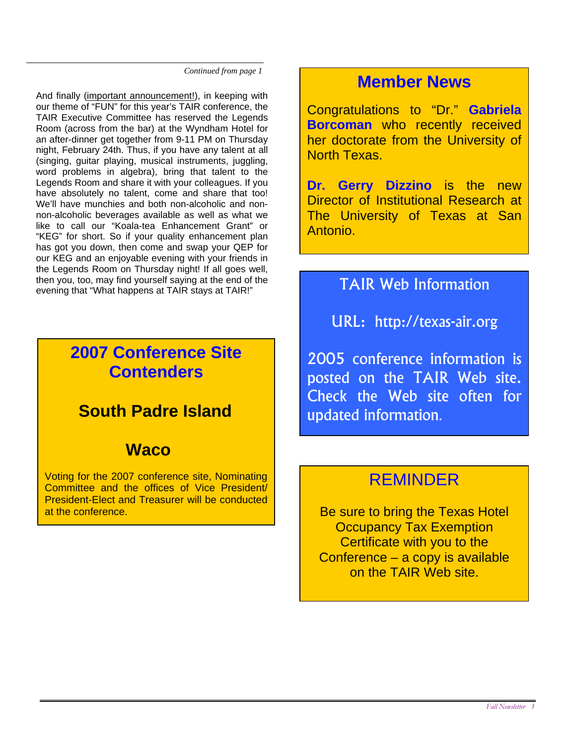*Continued from page 1*

And finally (important announcement!), in keeping with our theme of "FUN" for this year's TAIR conference, the TAIR Executive Committee has reserved the Legends Room (across from the bar) at the Wyndham Hotel for an after-dinner get together from 9-11 PM on Thursday night, February 24th. Thus, if you have any talent at all (singing, guitar playing, musical instruments, juggling, word problems in algebra), bring that talent to the Legends Room and share it with your colleagues. If you have absolutely no talent, come and share that too! We'll have munchies and both non-alcoholic and non-non-alcoholic beverages available as well as what we like to call our "Koala-tea Enhancement Grant" or "KEG" for short. So if your quality enhancement plan has got you down, then come and swap your QEP for our KEG and an enjoyable evening with your friends in the Legends Room on Thursday night! If all goes well, then you, too, may find yourself saying at the end of the evening that "What happens at TAIR stays at TAIR!"

## 2007 Conference Site Contenders

### South Padre Island

### Waco

Voting for the 2007 conference site, Nominating Committee and the offices of Vice President/ President-Elect and Treasurer will be conducted at the conference.

## Member News

Congratulations to "Dr." **Gabriela Borcoman** who recently received her doctorate from the University of North Texas.

**Dr. Gerry Dizzino** is the new Director of Institutional Research at The University of Texas at San Antonio.

## TAIR Web Information

URL: http://texas-air.org

2005 conference information is posted on the TAIR Web site. Check the Web site often for updated information.

## REMINDER

Be sure to bring the Texas Hotel Occupancy Tax Exemption Certificate with you to the Conference – a copy is available on the TAIR Web site.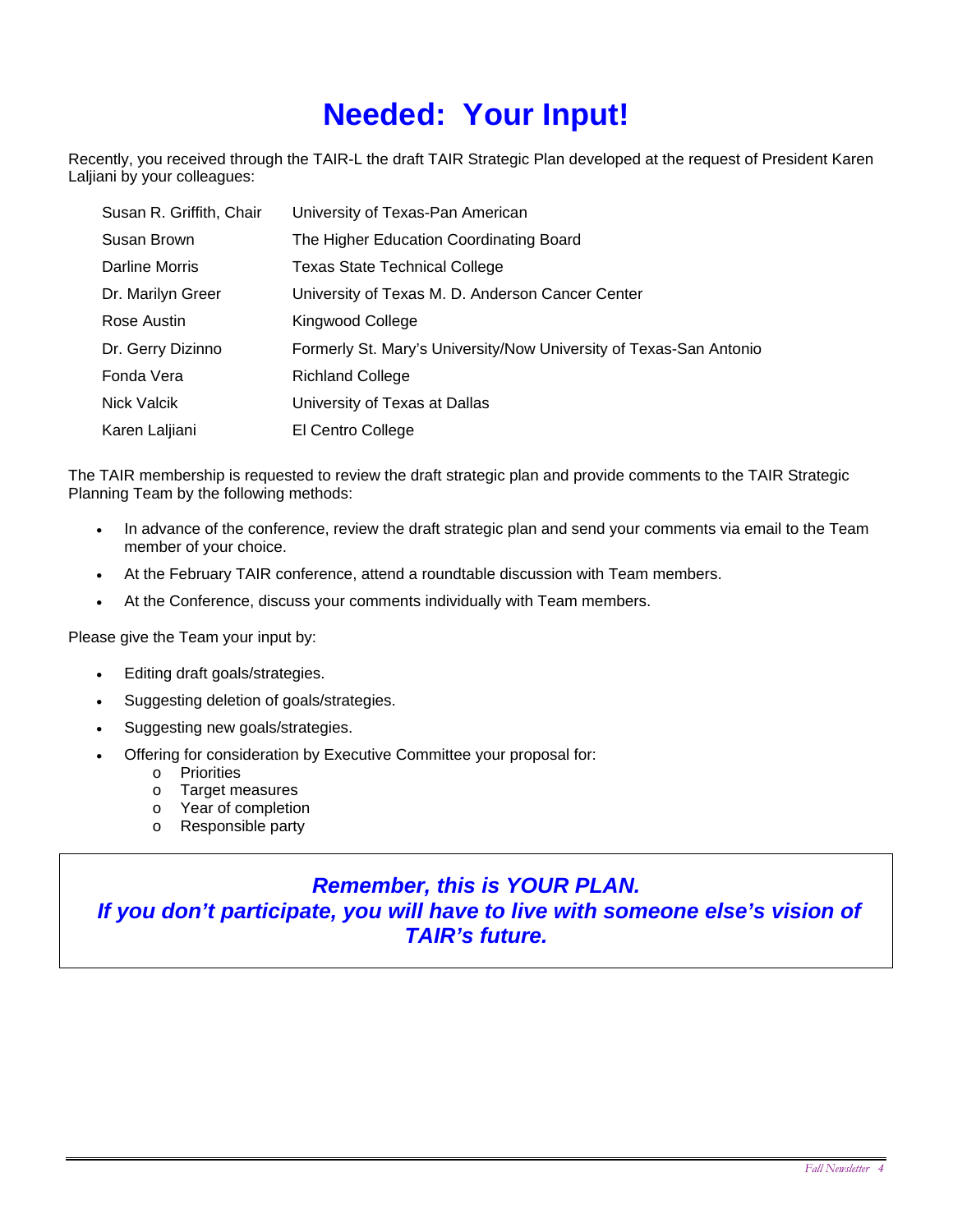# Needed: Your Input!

Recently, you received through the TAIR-L the draft TAIR Strategic Plan developed at the request of President Karen Laljiani by your colleagues:

| | |
|---|---|
| Susan R. Griffith, Chair | University of Texas-Pan American |
| Susan Brown | The Higher Education Coordinating Board |
| Darline Morris | Texas State Technical College |
| Dr. Marilyn Greer | University of Texas M. D. Anderson Cancer Center |
| Rose Austin | Kingwood College |
| Dr. Gerry Dizinno | Formerly St. Mary's University/Now University of Texas-San Antonio |
| Fonda Vera | Richland College |
| Nick Valcik | University of Texas at Dallas |
| Karen Laljiani | El Centro College |

The TAIR membership is requested to review the draft strategic plan and provide comments to the TAIR Strategic Planning Team by the following methods:

- In advance of the conference, review the draft strategic plan and send your comments via email to the Team member of your choice.
- At the February TAIR conference, attend a roundtable discussion with Team members.
- At the Conference, discuss your comments individually with Team members.

Please give the Team your input by:

- Editing draft goals/strategies.
- Suggesting deletion of goals/strategies.
- Suggesting new goals/strategies.
- Offering for consideration by Executive Committee your proposal for:
  - Priorities
  - Target measures
  - Year of completion
  - Responsible party

***Remember, this is YOUR PLAN.***
***If you don't participate, you will have to live with someone else's vision of TAIR's future.***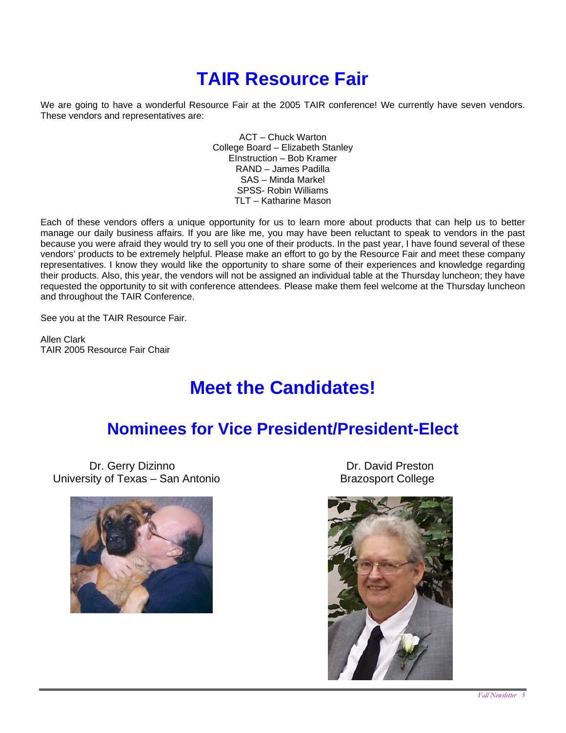# TAIR Resource Fair

We are going to have a wonderful Resource Fair at the 2005 TAIR conference! We currently have seven vendors. These vendors and representatives are:

ACT – Chuck Warton
College Board – Elizabeth Stanley
EInstruction – Bob Kramer
RAND – James Padilla
SAS – Minda Markel
SPSS- Robin Williams
TLT – Katharine Mason

Each of these vendors offers a unique opportunity for us to learn more about products that can help us to better manage our daily business affairs. If you are like me, you may have been reluctant to speak to vendors in the past because you were afraid they would try to sell you one of their products. In the past year, I have found several of these vendors' products to be extremely helpful. Please make an effort to go by the Resource Fair and meet these company representatives. I know they would like the opportunity to share some of their experiences and knowledge regarding their products. Also, this year, the vendors will not be assigned an individual table at the Thursday luncheon; they have requested the opportunity to sit with conference attendees. Please make them feel welcome at the Thursday luncheon and throughout the TAIR Conference.

See you at the TAIR Resource Fair.

Allen Clark
TAIR 2005 Resource Fair Chair

# Meet the Candidates!

## Nominees for Vice President/President-Elect

Dr. Gerry Dizinno
University of Texas – San Antonio

Dr. David Preston
Brazosport College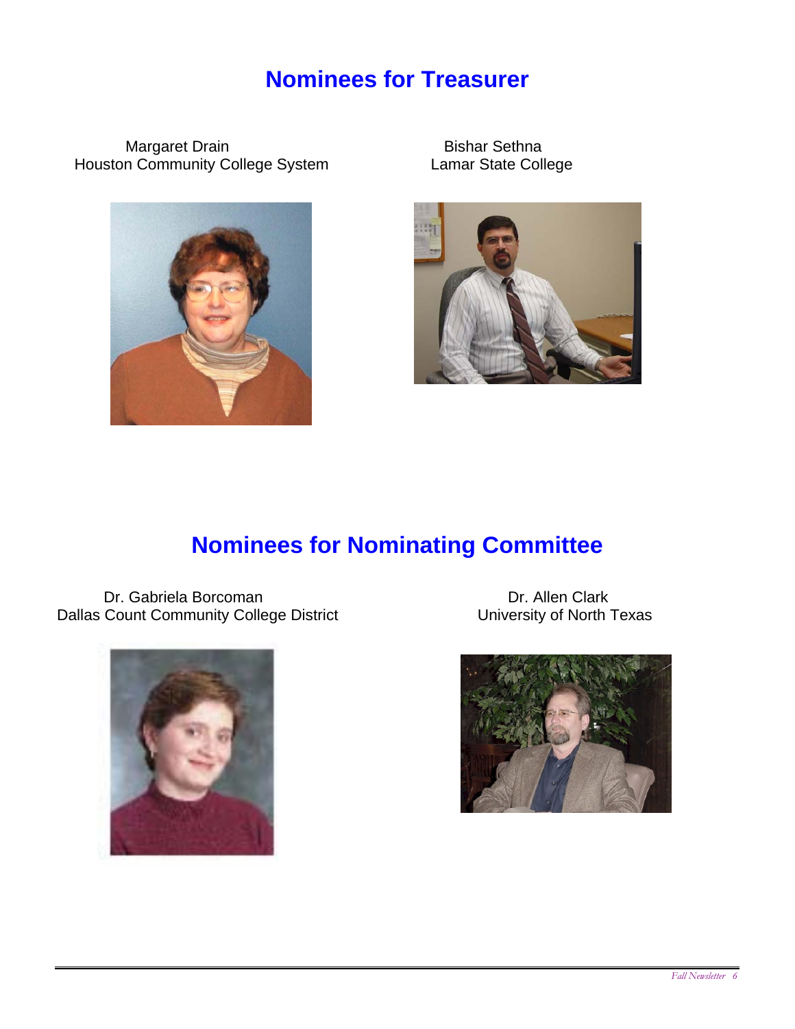## Nominees for Treasurer

Margaret Drain
Houston Community College System

Bishar Sethna
Lamar State College

## Nominees for Nominating Committee

Dr. Gabriela Borcoman
Dallas Count Community College District

Dr. Allen Clark
University of North Texas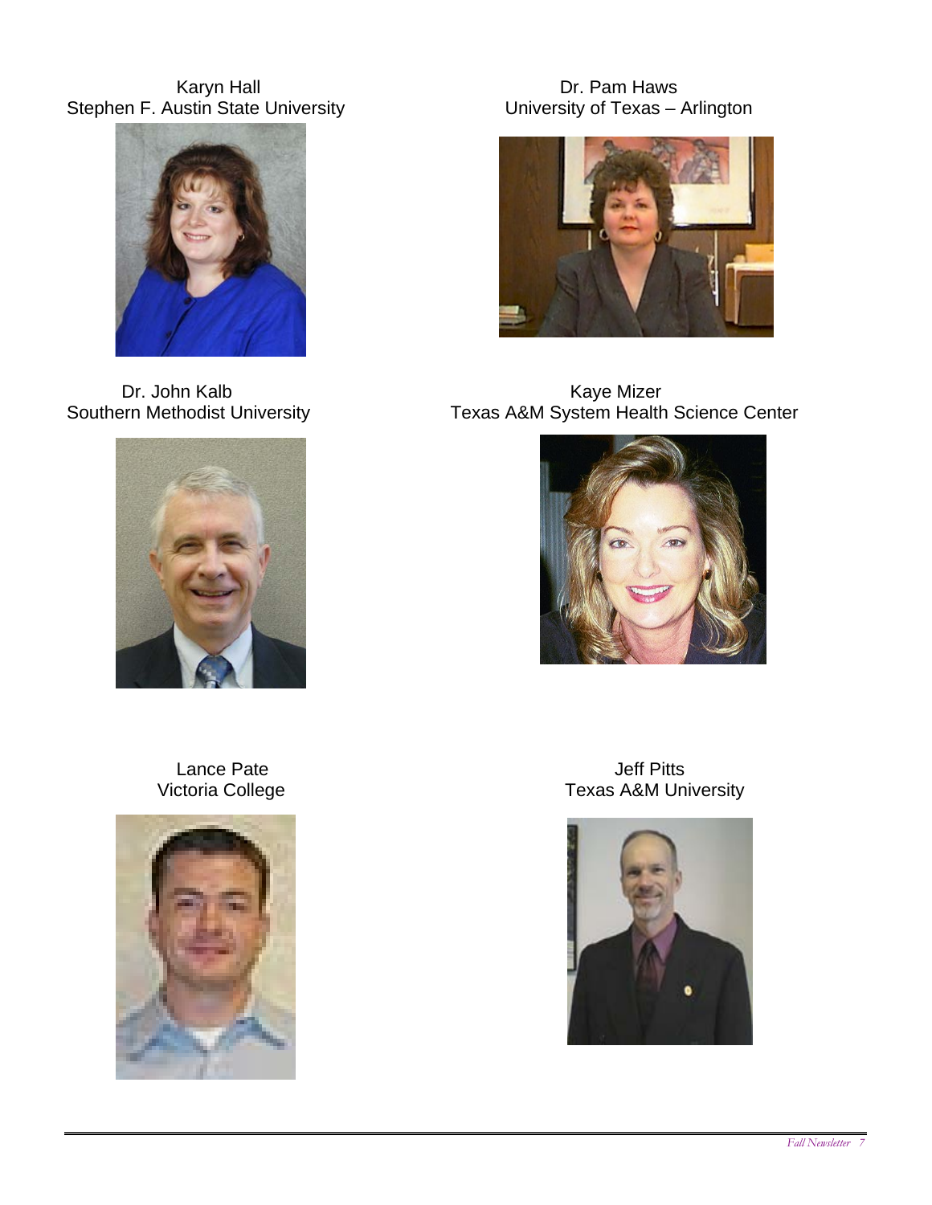Karyn Hall
Stephen F. Austin State University

Dr. Pam Haws
University of Texas – Arlington

Dr. John Kalb
Southern Methodist University

Kaye Mizer
Texas A&M System Health Science Center

Lance Pate
Victoria College

Jeff Pitts
Texas A&M University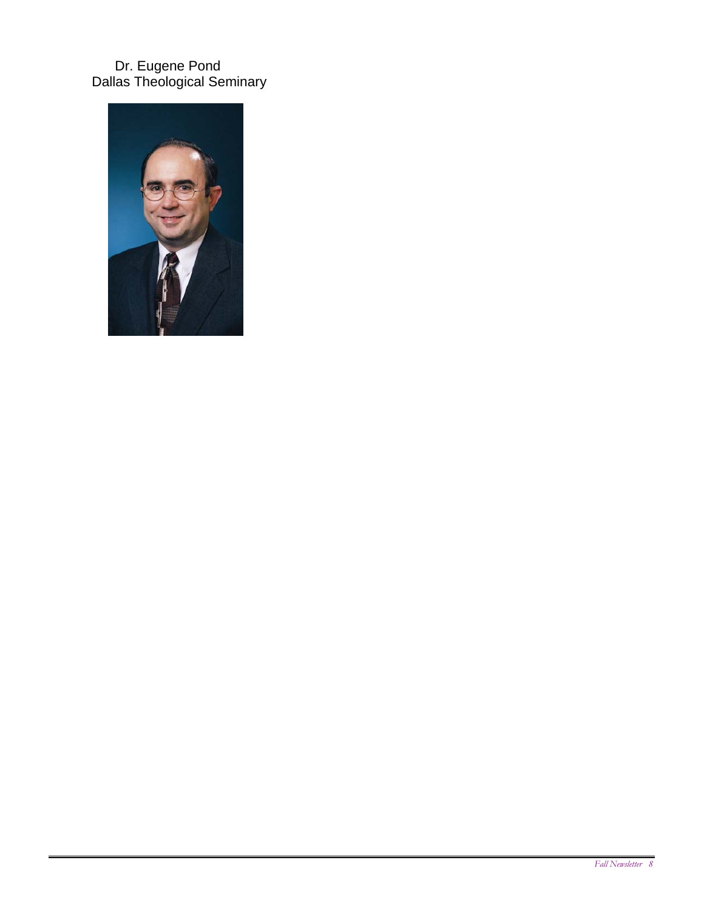Dr. Eugene Pond
Dallas Theological Seminary